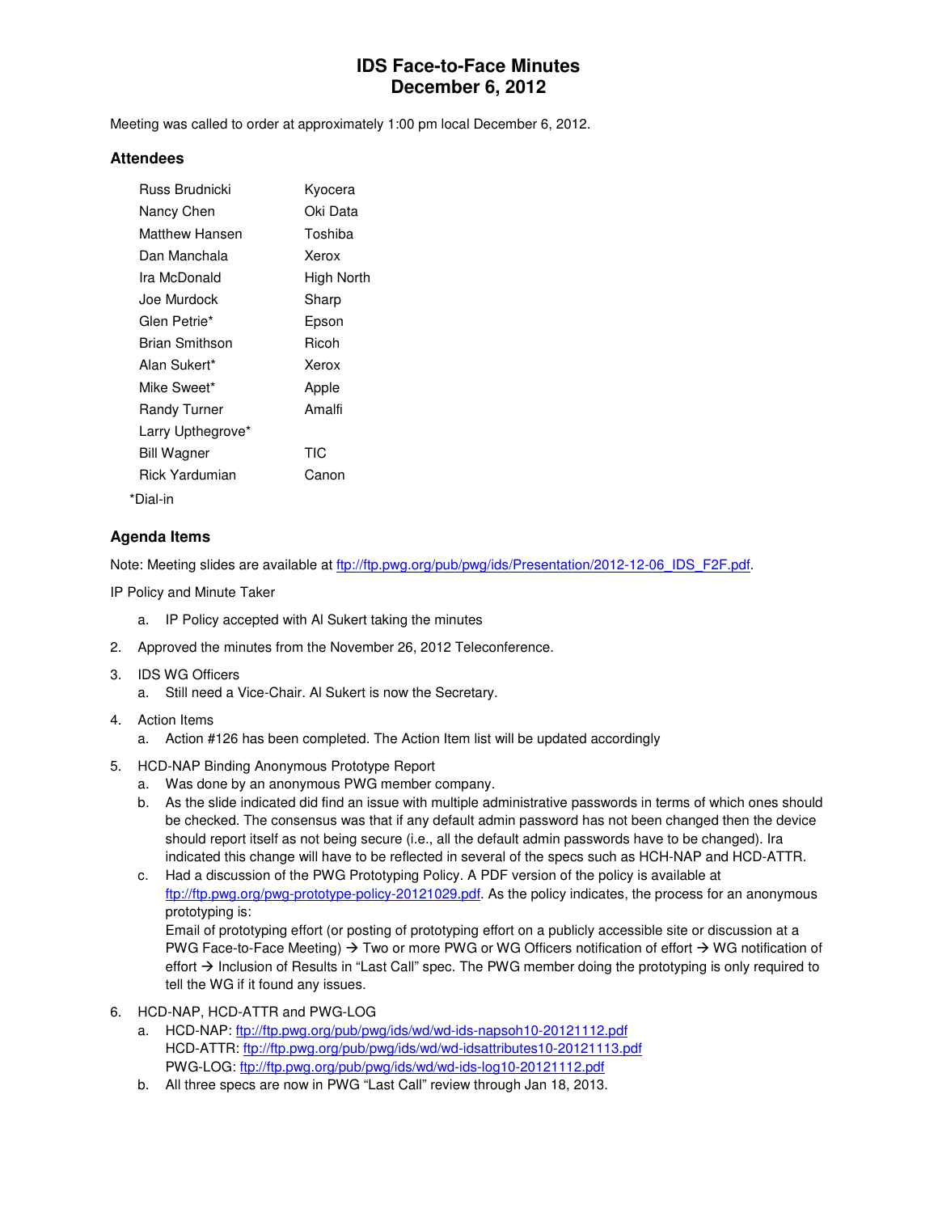# IDS Face-to-Face Minutes
# December 6, 2012

Meeting was called to order at approximately 1:00 pm local December 6, 2012.

### Attendees

| | |
|---|---|
| Russ Brudnicki | Kyocera |
| Nancy Chen | Oki Data |
| Matthew Hansen | Toshiba |
| Dan Manchala | Xerox |
| Ira McDonald | High North |
| Joe Murdock | Sharp |
| Glen Petrie* | Epson |
| Brian Smithson | Ricoh |
| Alan Sukert* | Xerox |
| Mike Sweet* | Apple |
| Randy Turner | Amalfi |
| Larry Upthegrove* | |
| Bill Wagner | TIC |
| Rick Yardumian | Canon |

*Dial-in

### Agenda Items

Note: Meeting slides are available at ftp://ftp.pwg.org/pub/pwg/ids/Presentation/2012-12-06_IDS_F2F.pdf.

IP Policy and Minute Taker

a. IP Policy accepted with Al Sukert taking the minutes

2. Approved the minutes from the November 26, 2012 Teleconference.

3. IDS WG Officers
   a. Still need a Vice-Chair. Al Sukert is now the Secretary.

4. Action Items
   a. Action #126 has been completed. The Action Item list will be updated accordingly

5. HCD-NAP Binding Anonymous Prototype Report
   a. Was done by an anonymous PWG member company.
   b. As the slide indicated did find an issue with multiple administrative passwords in terms of which ones should be checked. The consensus was that if any default admin password has not been changed then the device should report itself as not being secure (i.e., all the default admin passwords have to be changed). Ira indicated this change will have to be reflected in several of the specs such as HCH-NAP and HCD-ATTR.
   c. Had a discussion of the PWG Prototyping Policy. A PDF version of the policy is available at ftp://ftp.pwg.org/pwg-prototype-policy-20121029.pdf. As the policy indicates, the process for an anonymous prototyping is:
   Email of prototyping effort (or posting of prototyping effort on a publicly accessible site or discussion at a PWG Face-to-Face Meeting) → Two or more PWG or WG Officers notification of effort → WG notification of effort → Inclusion of Results in "Last Call" spec. The PWG member doing the prototyping is only required to tell the WG if it found any issues.

6. HCD-NAP, HCD-ATTR and PWG-LOG
   a. HCD-NAP: ftp://ftp.pwg.org/pub/pwg/ids/wd/wd-ids-napsoh10-20121112.pdf
   HCD-ATTR: ftp://ftp.pwg.org/pub/pwg/ids/wd/wd-idsattributes10-20121113.pdf
   PWG-LOG: ftp://ftp.pwg.org/pub/pwg/ids/wd/wd-ids-log10-20121112.pdf
   b. All three specs are now in PWG "Last Call" review through Jan 18, 2013.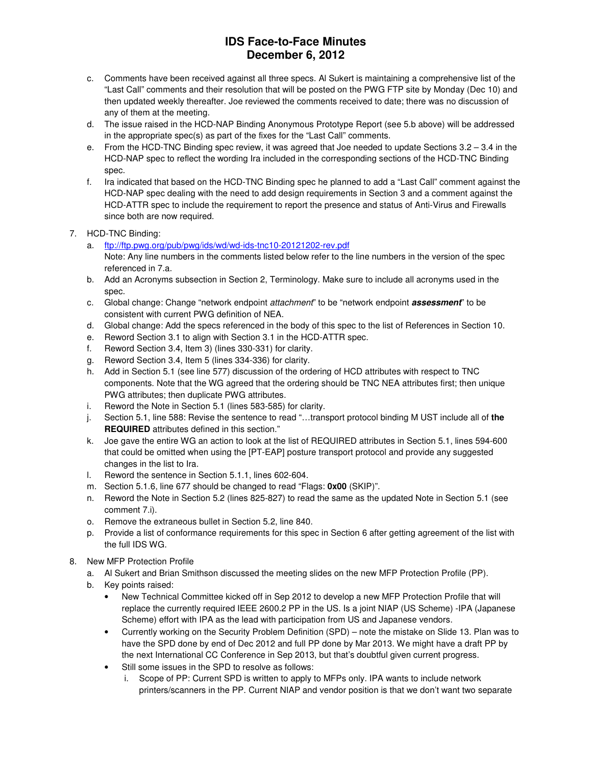c. Comments have been received against all three specs. Al Sukert is maintaining a comprehensive list of the "Last Call" comments and their resolution that will be posted on the PWG FTP site by Monday (Dec 10) and then updated weekly thereafter. Joe reviewed the comments received to date; there was no discussion of any of them at the meeting.
d. The issue raised in the HCD-NAP Binding Anonymous Prototype Report (see 5.b above) will be addressed in the appropriate spec(s) as part of the fixes for the "Last Call" comments.
e. From the HCD-TNC Binding spec review, it was agreed that Joe needed to update Sections 3.2 – 3.4 in the HCD-NAP spec to reflect the wording Ira included in the corresponding sections of the HCD-TNC Binding spec.
f. Ira indicated that based on the HCD-TNC Binding spec he planned to add a "Last Call" comment against the HCD-NAP spec dealing with the need to add design requirements in Section 3 and a comment against the HCD-ATTR spec to include the requirement to report the presence and status of Anti-Virus and Firewalls since both are now required.

7. HCD-TNC Binding:
   a. ftp://ftp.pwg.org/pub/pwg/ids/wd/wd-ids-tnc10-20121202-rev.pdf
      Note: Any line numbers in the comments listed below refer to the line numbers in the version of the spec referenced in 7.a.
   b. Add an Acronyms subsection in Section 2, Terminology. Make sure to include all acronyms used in the spec.
   c. Global change: Change "network endpoint *attachment*" to be "network endpoint ***assessment***" to be consistent with current PWG definition of NEA.
   d. Global change: Add the specs referenced in the body of this spec to the list of References in Section 10.
   e. Reword Section 3.1 to align with Section 3.1 in the HCD-ATTR spec.
   f. Reword Section 3.4, Item 3) (lines 330-331) for clarity.
   g. Reword Section 3.4, Item 5 (lines 334-336) for clarity.
   h. Add in Section 5.1 (see line 577) discussion of the ordering of HCD attributes with respect to TNC components. Note that the WG agreed that the ordering should be TNC NEA attributes first; then unique PWG attributes; then duplicate PWG attributes.
   i. Reword the Note in Section 5.1 (lines 583-585) for clarity.
   j. Section 5.1, line 588: Revise the sentence to read "…transport protocol binding M UST include all of **the REQUIRED** attributes defined in this section."
   k. Joe gave the entire WG an action to look at the list of REQUIRED attributes in Section 5.1, lines 594-600 that could be omitted when using the [PT-EAP] posture transport protocol and provide any suggested changes in the list to Ira.
   l. Reword the sentence in Section 5.1.1, lines 602-604.
   m. Section 5.1.6, line 677 should be changed to read "Flags: **0x00** (SKIP)".
   n. Reword the Note in Section 5.2 (lines 825-827) to read the same as the updated Note in Section 5.1 (see comment 7.i).
   o. Remove the extraneous bullet in Section 5.2, line 840.
   p. Provide a list of conformance requirements for this spec in Section 6 after getting agreement of the list with the full IDS WG.

8. New MFP Protection Profile
   a. Al Sukert and Brian Smithson discussed the meeting slides on the new MFP Protection Profile (PP).
   b. Key points raised:
      - New Technical Committee kicked off in Sep 2012 to develop a new MFP Protection Profile that will replace the currently required IEEE 2600.2 PP in the US. Is a joint NIAP (US Scheme) -IPA (Japanese Scheme) effort with IPA as the lead with participation from US and Japanese vendors.
      - Currently working on the Security Problem Definition (SPD) – note the mistake on Slide 13. Plan was to have the SPD done by end of Dec 2012 and full PP done by Mar 2013. We might have a draft PP by the next International CC Conference in Sep 2013, but that's doubtful given current progress.
      - Still some issues in the SPD to resolve as follows:
        i. Scope of PP: Current SPD is written to apply to MFPs only. IPA wants to include network printers/scanners in the PP. Current NIAP and vendor position is that we don't want two separate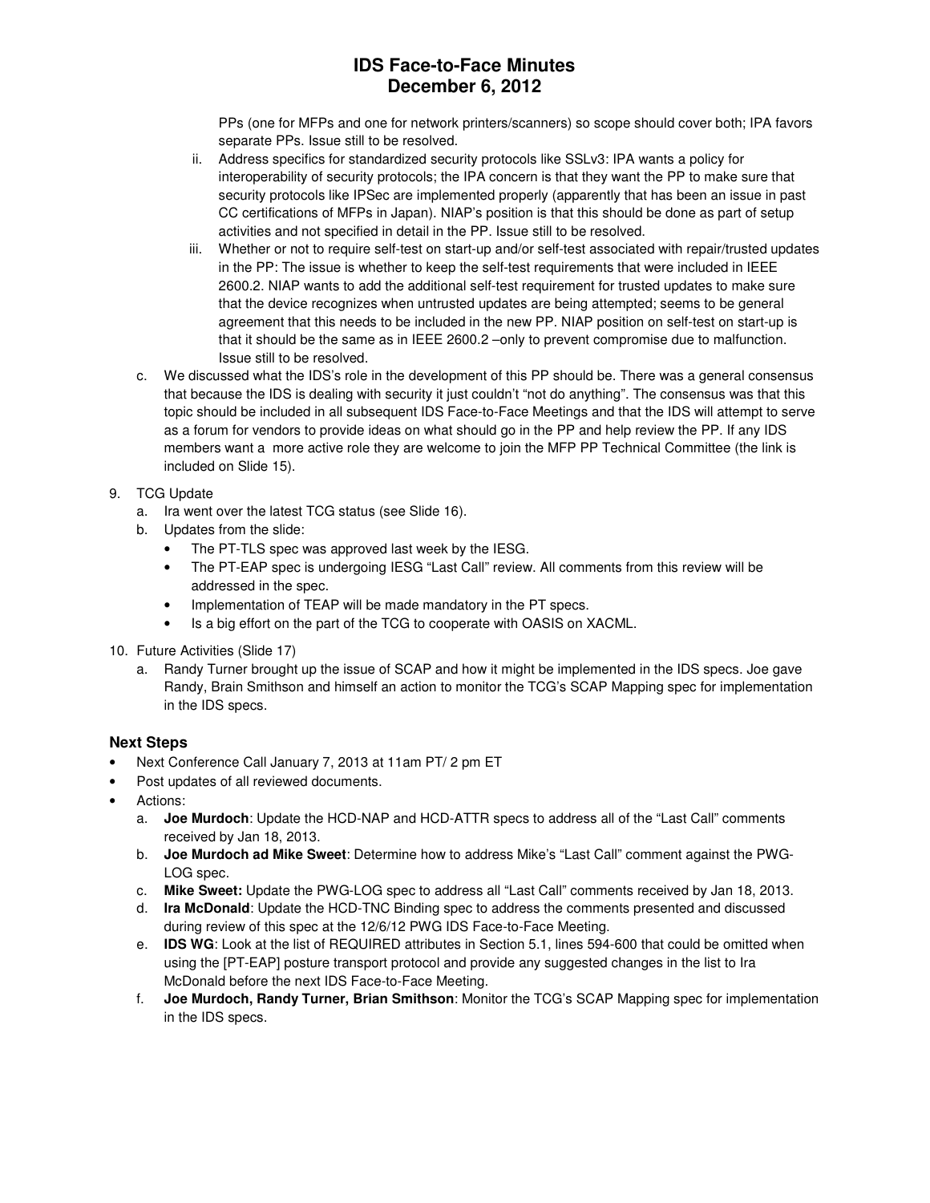PPs (one for MFPs and one for network printers/scanners) so scope should cover both; IPA favors separate PPs. Issue still to be resolved.

   ii. Address specifics for standardized security protocols like SSLv3: IPA wants a policy for interoperability of security protocols; the IPA concern is that they want the PP to make sure that security protocols like IPSec are implemented properly (apparently that has been an issue in past CC certifications of MFPs in Japan). NIAP's position is that this should be done as part of setup activities and not specified in detail in the PP. Issue still to be resolved.

   iii. Whether or not to require self-test on start-up and/or self-test associated with repair/trusted updates in the PP: The issue is whether to keep the self-test requirements that were included in IEEE 2600.2. NIAP wants to add the additional self-test requirement for trusted updates to make sure that the device recognizes when untrusted updates are being attempted; seems to be general agreement that this needs to be included in the new PP. NIAP position on self-test on start-up is that it should be the same as in IEEE 2600.2 –only to prevent compromise due to malfunction. Issue still to be resolved.

   c. We discussed what the IDS's role in the development of this PP should be. There was a general consensus that because the IDS is dealing with security it just couldn't "not do anything". The consensus was that this topic should be included in all subsequent IDS Face-to-Face Meetings and that the IDS will attempt to serve as a forum for vendors to provide ideas on what should go in the PP and help review the PP. If any IDS members want a more active role they are welcome to join the MFP PP Technical Committee (the link is included on Slide 15).

9. TCG Update
   a. Ira went over the latest TCG status (see Slide 16).
   b. Updates from the slide:
      - The PT-TLS spec was approved last week by the IESG.
      - The PT-EAP spec is undergoing IESG "Last Call" review. All comments from this review will be addressed in the spec.
      - Implementation of TEAP will be made mandatory in the PT specs.
      - Is a big effort on the part of the TCG to cooperate with OASIS on XACML.

10. Future Activities (Slide 17)
    a. Randy Turner brought up the issue of SCAP and how it might be implemented in the IDS specs. Joe gave Randy, Brain Smithson and himself an action to monitor the TCG's SCAP Mapping spec for implementation in the IDS specs.

### Next Steps

- Next Conference Call January 7, 2013 at 11am PT/ 2 pm ET
- Post updates of all reviewed documents.
- Actions:
  a. **Joe Murdoch**: Update the HCD-NAP and HCD-ATTR specs to address all of the "Last Call" comments received by Jan 18, 2013.
  b. **Joe Murdoch ad Mike Sweet**: Determine how to address Mike's "Last Call" comment against the PWG-LOG spec.
  c. **Mike Sweet:** Update the PWG-LOG spec to address all "Last Call" comments received by Jan 18, 2013.
  d. **Ira McDonald**: Update the HCD-TNC Binding spec to address the comments presented and discussed during review of this spec at the 12/6/12 PWG IDS Face-to-Face Meeting.
  e. **IDS WG**: Look at the list of REQUIRED attributes in Section 5.1, lines 594-600 that could be omitted when using the [PT-EAP] posture transport protocol and provide any suggested changes in the list to Ira McDonald before the next IDS Face-to-Face Meeting.
  f. **Joe Murdoch, Randy Turner, Brian Smithson**: Monitor the TCG's SCAP Mapping spec for implementation in the IDS specs.